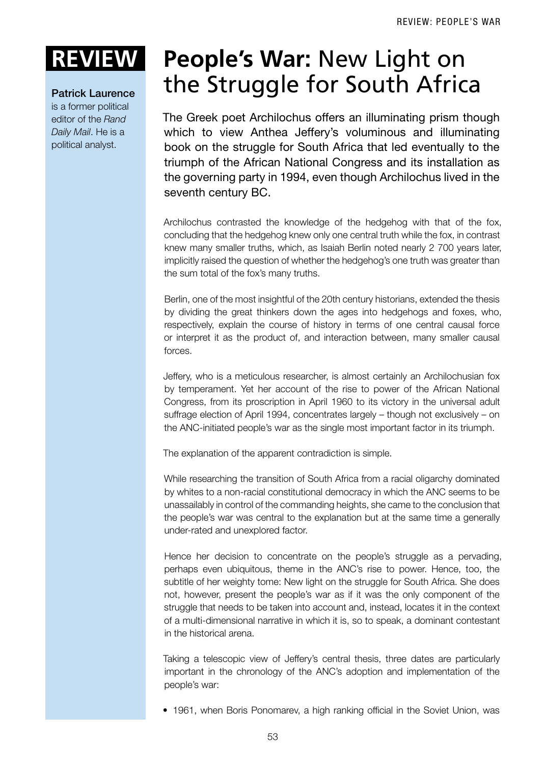# REVIEW

**Patrick Laurence** is a former political editor of the *Rand Daily Mail*. He is a political analyst.

# People's War: New Light on the Struggle for South Africa

The Greek poet Archilochus offers an illuminating prism though which to view Anthea Jeffery's voluminous and illuminating book on the struggle for South Africa that led eventually to the triumph of the African National Congress and its installation as the governing party in 1994, even though Archilochus lived in the seventh century BC.

Archilochus contrasted the knowledge of the hedgehog with that of the fox, concluding that the hedgehog knew only one central truth while the fox, in contrast knew many smaller truths, which, as Isaiah Berlin noted nearly 2 700 years later, implicitly raised the question of whether the hedgehog's one truth was greater than the sum total of the fox's many truths.

Berlin, one of the most insightful of the 20th century historians, extended the thesis by dividing the great thinkers down the ages into hedgehogs and foxes, who, respectively, explain the course of history in terms of one central causal force or interpret it as the product of, and interaction between, many smaller causal forces.

Jeffery, who is a meticulous researcher, is almost certainly an Archilochusian fox by temperament. Yet her account of the rise to power of the African National Congress, from its proscription in April 1960 to its victory in the universal adult suffrage election of April 1994, concentrates largely – though not exclusively – on the ANC-initiated people's war as the single most important factor in its triumph.

The explanation of the apparent contradiction is simple.

While researching the transition of South Africa from a racial oligarchy dominated by whites to a non-racial constitutional democracy in which the ANC seems to be unassailably in control of the commanding heights, she came to the conclusion that the people's war was central to the explanation but at the same time a generally under-rated and unexplored factor.

Hence her decision to concentrate on the people's struggle as a pervading, perhaps even ubiquitous, theme in the ANC's rise to power. Hence, too, the subtitle of her weighty tome: New light on the struggle for South Africa. She does not, however, present the people's war as if it was the only component of the struggle that needs to be taken into account and, instead, locates it in the context of a multi-dimensional narrative in which it is, so to speak, a dominant contestant in the historical arena.

Taking a telescopic view of Jeffery's central thesis, three dates are particularly important in the chronology of the ANC's adoption and implementation of the people's war:

- 1961, when Boris Ponomarev, a high ranking official in the Soviet Union, was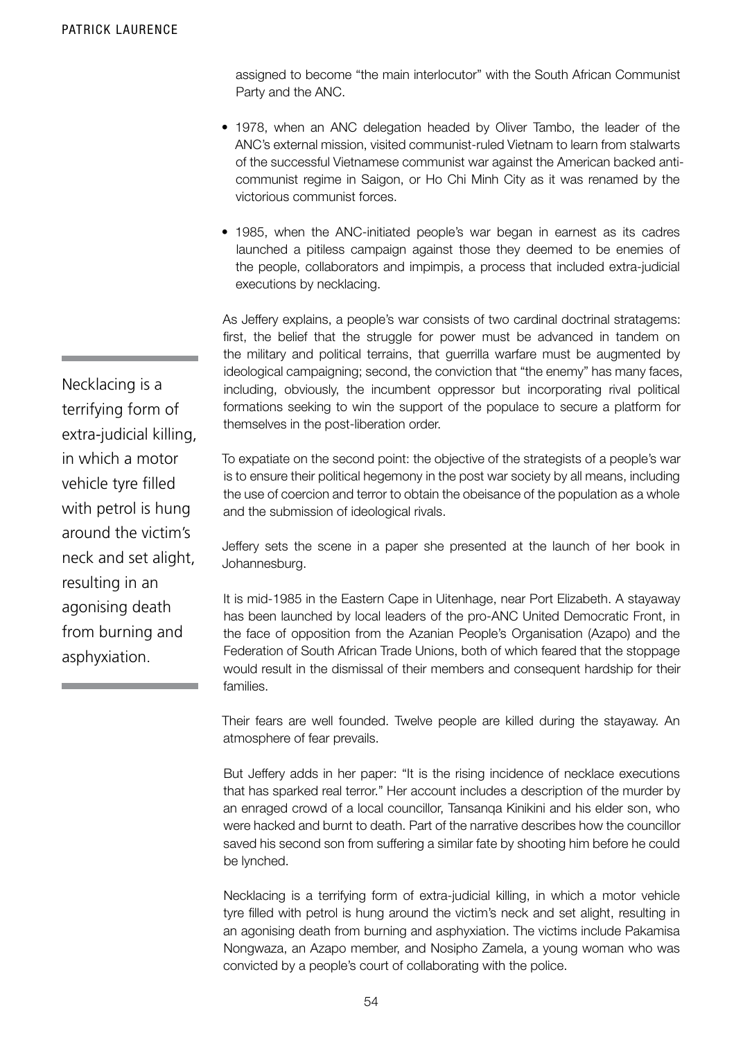assigned to become "the main interlocutor" with the South African Communist Party and the ANC.

- 1978, when an ANC delegation headed by Oliver Tambo, the leader of the ANC's external mission, visited communist-ruled Vietnam to learn from stalwarts of the successful Vietnamese communist war against the American backed anti-communist regime in Saigon, or Ho Chi Minh City as it was renamed by the victorious communist forces.
- 1985, when the ANC-initiated people's war began in earnest as its cadres launched a pitiless campaign against those they deemed to be enemies of the people, collaborators and impimpis, a process that included extra-judicial executions by necklacing.

As Jeffery explains, a people's war consists of two cardinal doctrinal stratagems: first, the belief that the struggle for power must be advanced in tandem on the military and political terrains, that guerrilla warfare must be augmented by ideological campaigning; second, the conviction that "the enemy" has many faces, including, obviously, the incumbent oppressor but incorporating rival political formations seeking to win the support of the populace to secure a platform for themselves in the post-liberation order.

To expatiate on the second point: the objective of the strategists of a people's war is to ensure their political hegemony in the post war society by all means, including the use of coercion and terror to obtain the obeisance of the population as a whole and the submission of ideological rivals.

Jeffery sets the scene in a paper she presented at the launch of her book in Johannesburg.

It is mid-1985 in the Eastern Cape in Uitenhage, near Port Elizabeth. A stayaway has been launched by local leaders of the pro-ANC United Democratic Front, in the face of opposition from the Azanian People's Organisation (Azapo) and the Federation of South African Trade Unions, both of which feared that the stoppage would result in the dismissal of their members and consequent hardship for their families.

Their fears are well founded. Twelve people are killed during the stayaway. An atmosphere of fear prevails.

But Jeffery adds in her paper: "It is the rising incidence of necklace executions that has sparked real terror." Her account includes a description of the murder by an enraged crowd of a local councillor, Tansanqa Kinikini and his elder son, who were hacked and burnt to death. Part of the narrative describes how the councillor saved his second son from suffering a similar fate by shooting him before he could be lynched.

Necklacing is a terrifying form of extra-judicial killing, in which a motor vehicle tyre filled with petrol is hung around the victim's neck and set alight, resulting in an agonising death from burning and asphyxiation. The victims include Pakamisa Nongwaza, an Azapo member, and Nosipho Zamela, a young woman who was convicted by a people's court of collaborating with the police.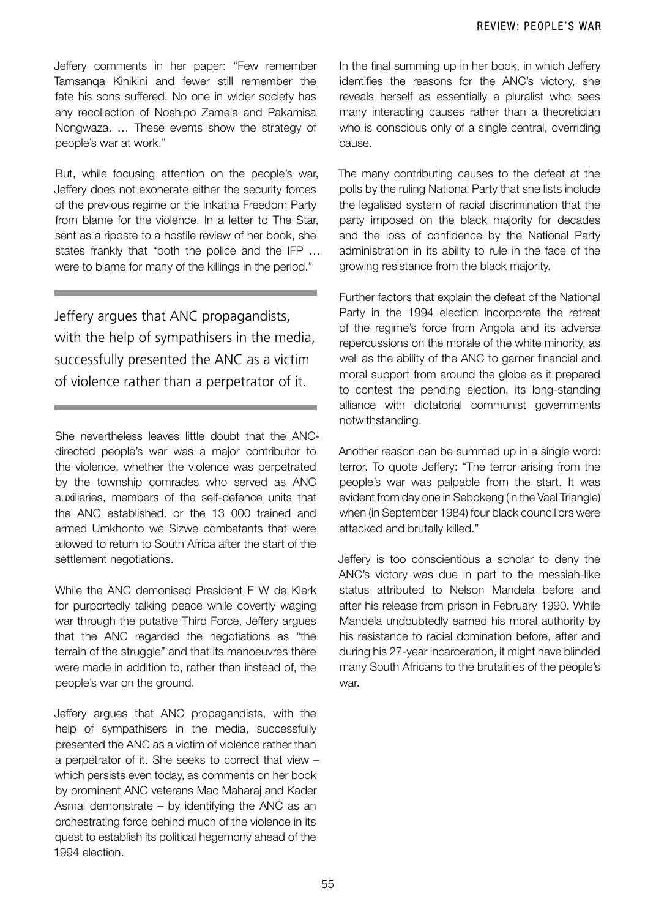Jeffery comments in her paper: "Few remember Tamsanqa Kinikini and fewer still remember the fate his sons suffered. No one in wider society has any recollection of Noshipo Zamela and Pakamisa Nongwaza. … These events show the strategy of people's war at work."

But, while focusing attention on the people's war, Jeffery does not exonerate either the security forces of the previous regime or the Inkatha Freedom Party from blame for the violence. In a letter to The Star, sent as a riposte to a hostile review of her book, she states frankly that "both the police and the IFP … were to blame for many of the killings in the period."

> Jeffery argues that ANC propagandists, with the help of sympathisers in the media, successfully presented the ANC as a victim of violence rather than a perpetrator of it.

She nevertheless leaves little doubt that the ANC-directed people's war was a major contributor to the violence, whether the violence was perpetrated by the township comrades who served as ANC auxiliaries, members of the self-defence units that the ANC established, or the 13 000 trained and armed Umkhonto we Sizwe combatants that were allowed to return to South Africa after the start of the settlement negotiations.

While the ANC demonised President F W de Klerk for purportedly talking peace while covertly waging war through the putative Third Force, Jeffery argues that the ANC regarded the negotiations as "the terrain of the struggle" and that its manoeuvres there were made in addition to, rather than instead of, the people's war on the ground.

Jeffery argues that ANC propagandists, with the help of sympathisers in the media, successfully presented the ANC as a victim of violence rather than a perpetrator of it. She seeks to correct that view – which persists even today, as comments on her book by prominent ANC veterans Mac Maharaj and Kader Asmal demonstrate – by identifying the ANC as an orchestrating force behind much of the violence in its quest to establish its political hegemony ahead of the 1994 election.

In the final summing up in her book, in which Jeffery identifies the reasons for the ANC's victory, she reveals herself as essentially a pluralist who sees many interacting causes rather than a theoretician who is conscious only of a single central, overriding cause.

The many contributing causes to the defeat at the polls by the ruling National Party that she lists include the legalised system of racial discrimination that the party imposed on the black majority for decades and the loss of confidence by the National Party administration in its ability to rule in the face of the growing resistance from the black majority.

Further factors that explain the defeat of the National Party in the 1994 election incorporate the retreat of the regime's force from Angola and its adverse repercussions on the morale of the white minority, as well as the ability of the ANC to garner financial and moral support from around the globe as it prepared to contest the pending election, its long-standing alliance with dictatorial communist governments notwithstanding.

Another reason can be summed up in a single word: terror. To quote Jeffery: "The terror arising from the people's war was palpable from the start. It was evident from day one in Sebokeng (in the Vaal Triangle) when (in September 1984) four black councillors were attacked and brutally killed."

Jeffery is too conscientious a scholar to deny the ANC's victory was due in part to the messiah-like status attributed to Nelson Mandela before and after his release from prison in February 1990. While Mandela undoubtedly earned his moral authority by his resistance to racial domination before, after and during his 27-year incarceration, it might have blinded many South Africans to the brutalities of the people's war.